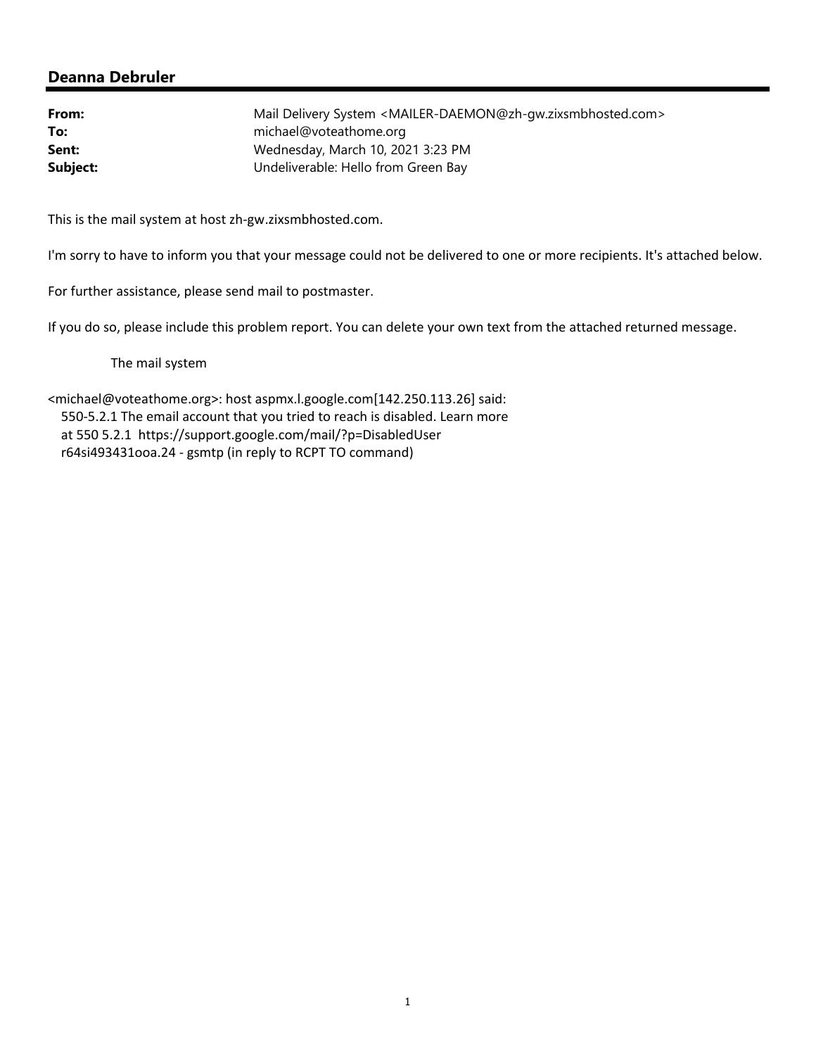## Deanna Debruler

| | |
|---|---|
| **From:** | Mail Delivery System <MAILER-DAEMON@zh-gw.zixsmbhosted.com> |
| **To:** | michael@voteathome.org |
| **Sent:** | Wednesday, March 10, 2021 3:23 PM |
| **Subject:** | Undeliverable: Hello from Green Bay |

This is the mail system at host zh-gw.zixsmbhosted.com.

I'm sorry to have to inform you that your message could not be delivered to one or more recipients. It's attached below.

For further assistance, please send mail to postmaster.

If you do so, please include this problem report. You can delete your own text from the attached returned message.

The mail system

<michael@voteathome.org>: host aspmx.l.google.com[142.250.113.26] said:
550-5.2.1 The email account that you tried to reach is disabled. Learn more
at 550 5.2.1 https://support.google.com/mail/?p=DisabledUser
r64si493431ooa.24 - gsmtp (in reply to RCPT TO command)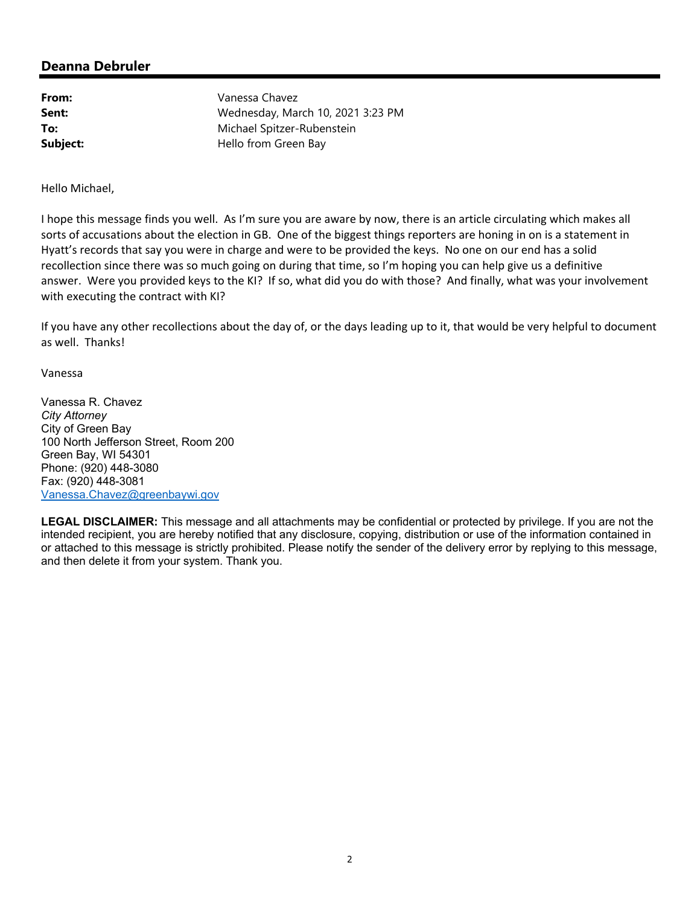## Deanna Debruler

| | |
|---|---|
| **From:** | Vanessa Chavez |
| **Sent:** | Wednesday, March 10, 2021 3:23 PM |
| **To:** | Michael Spitzer-Rubenstein |
| **Subject:** | Hello from Green Bay |

Hello Michael,

I hope this message finds you well. As I'm sure you are aware by now, there is an article circulating which makes all sorts of accusations about the election in GB. One of the biggest things reporters are honing in on is a statement in Hyatt's records that say you were in charge and were to be provided the keys. No one on our end has a solid recollection since there was so much going on during that time, so I'm hoping you can help give us a definitive answer. Were you provided keys to the KI? If so, what did you do with those? And finally, what was your involvement with executing the contract with KI?

If you have any other recollections about the day of, or the days leading up to it, that would be very helpful to document as well. Thanks!

Vanessa

Vanessa R. Chavez
*City Attorney*
City of Green Bay
100 North Jefferson Street, Room 200
Green Bay, WI 54301
Phone: (920) 448-3080
Fax: (920) 448-3081
Vanessa.Chavez@greenbaywi.gov

**LEGAL DISCLAIMER:** This message and all attachments may be confidential or protected by privilege. If you are not the intended recipient, you are hereby notified that any disclosure, copying, distribution or use of the information contained in or attached to this message is strictly prohibited. Please notify the sender of the delivery error by replying to this message, and then delete it from your system. Thank you.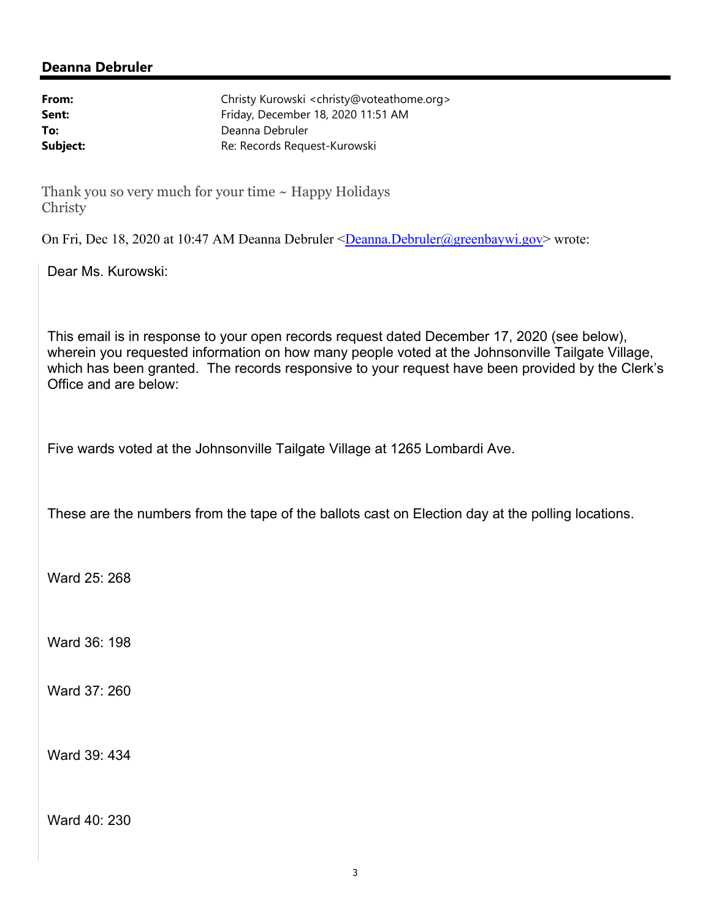## Deanna Debruler

**From:** Christy Kurowski <christy@voteathome.org>
**Sent:** Friday, December 18, 2020 11:51 AM
**To:** Deanna Debruler
**Subject:** Re: Records Request-Kurowski

Thank you so very much for your time ~ Happy Holidays
Christy

On Fri, Dec 18, 2020 at 10:47 AM Deanna Debruler <Deanna.Debruler@greenbaywi.gov> wrote:

> Dear Ms. Kurowski:
>
> This email is in response to your open records request dated December 17, 2020 (see below), wherein you requested information on how many people voted at the Johnsonville Tailgate Village, which has been granted. The records responsive to your request have been provided by the Clerk's Office and are below:
>
> Five wards voted at the Johnsonville Tailgate Village at 1265 Lombardi Ave.
>
> These are the numbers from the tape of the ballots cast on Election day at the polling locations.
>
> Ward 25: 268
>
> Ward 36: 198
>
> Ward 37: 260
>
> Ward 39: 434
>
> Ward 40: 230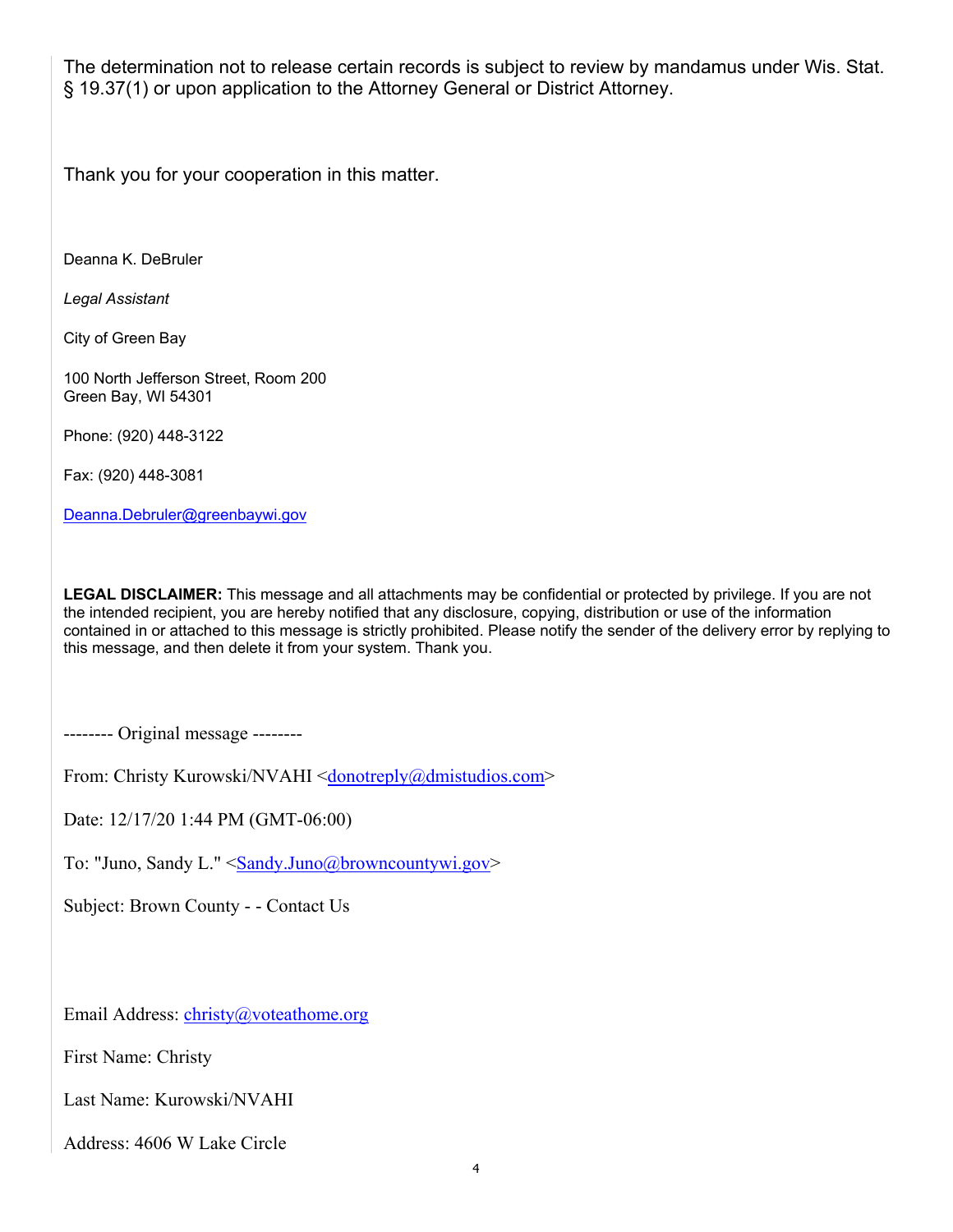The determination not to release certain records is subject to review by mandamus under Wis. Stat. § 19.37(1) or upon application to the Attorney General or District Attorney.

Thank you for your cooperation in this matter.

Deanna K. DeBruler

*Legal Assistant*

City of Green Bay

100 North Jefferson Street, Room 200
Green Bay, WI 54301

Phone: (920) 448-3122

Fax: (920) 448-3081

Deanna.Debruler@greenbaywi.gov

**LEGAL DISCLAIMER:** This message and all attachments may be confidential or protected by privilege. If you are not the intended recipient, you are hereby notified that any disclosure, copying, distribution or use of the information contained in or attached to this message is strictly prohibited. Please notify the sender of the delivery error by replying to this message, and then delete it from your system. Thank you.

-------- Original message --------

From: Christy Kurowski/NVAHI <donotreply@dmistudios.com>

Date: 12/17/20 1:44 PM (GMT-06:00)

To: "Juno, Sandy L." <Sandy.Juno@browncountywi.gov>

Subject: Brown County - - Contact Us

Email Address: christy@voteathome.org

First Name: Christy

Last Name: Kurowski/NVAHI

Address: 4606 W Lake Circle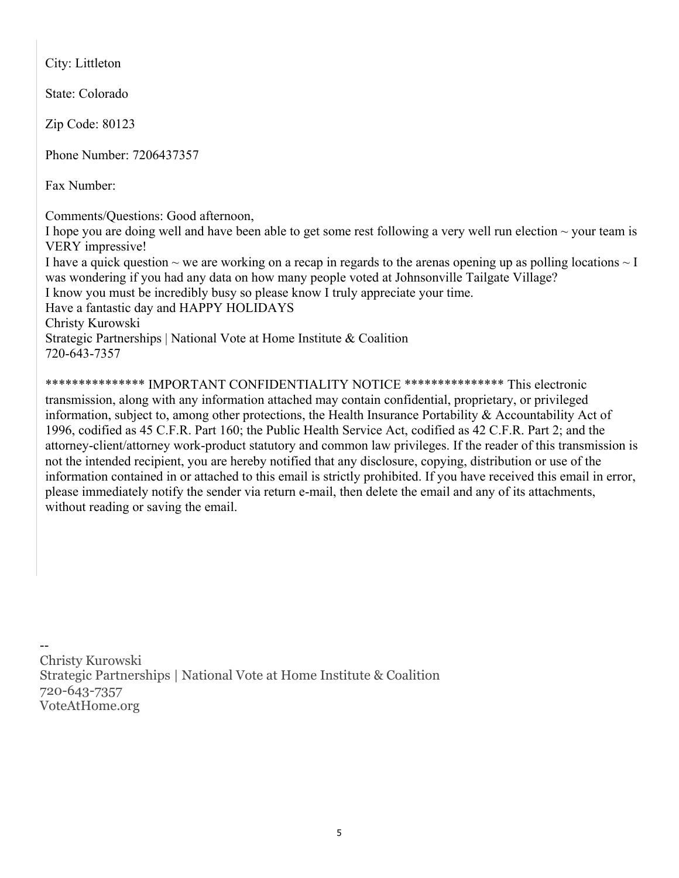City: Littleton

State: Colorado

Zip Code: 80123

Phone Number: 7206437357

Fax Number:

Comments/Questions: Good afternoon,
I hope you are doing well and have been able to get some rest following a very well run election ~ your team is VERY impressive!
I have a quick question ~ we are working on a recap in regards to the arenas opening up as polling locations ~ I was wondering if you had any data on how many people voted at Johnsonville Tailgate Village?
I know you must be incredibly busy so please know I truly appreciate your time.
Have a fantastic day and HAPPY HOLIDAYS
Christy Kurowski
Strategic Partnerships | National Vote at Home Institute & Coalition
720-643-7357

*************** IMPORTANT CONFIDENTIALITY NOTICE *************** This electronic transmission, along with any information attached may contain confidential, proprietary, or privileged information, subject to, among other protections, the Health Insurance Portability & Accountability Act of 1996, codified as 45 C.F.R. Part 160; the Public Health Service Act, codified as 42 C.F.R. Part 2; and the attorney-client/attorney work-product statutory and common law privileges. If the reader of this transmission is not the intended recipient, you are hereby notified that any disclosure, copying, distribution or use of the information contained in or attached to this email is strictly prohibited. If you have received this email in error, please immediately notify the sender via return e-mail, then delete the email and any of its attachments, without reading or saving the email.

--
Christy Kurowski
Strategic Partnerships | National Vote at Home Institute & Coalition
720-643-7357
VoteAtHome.org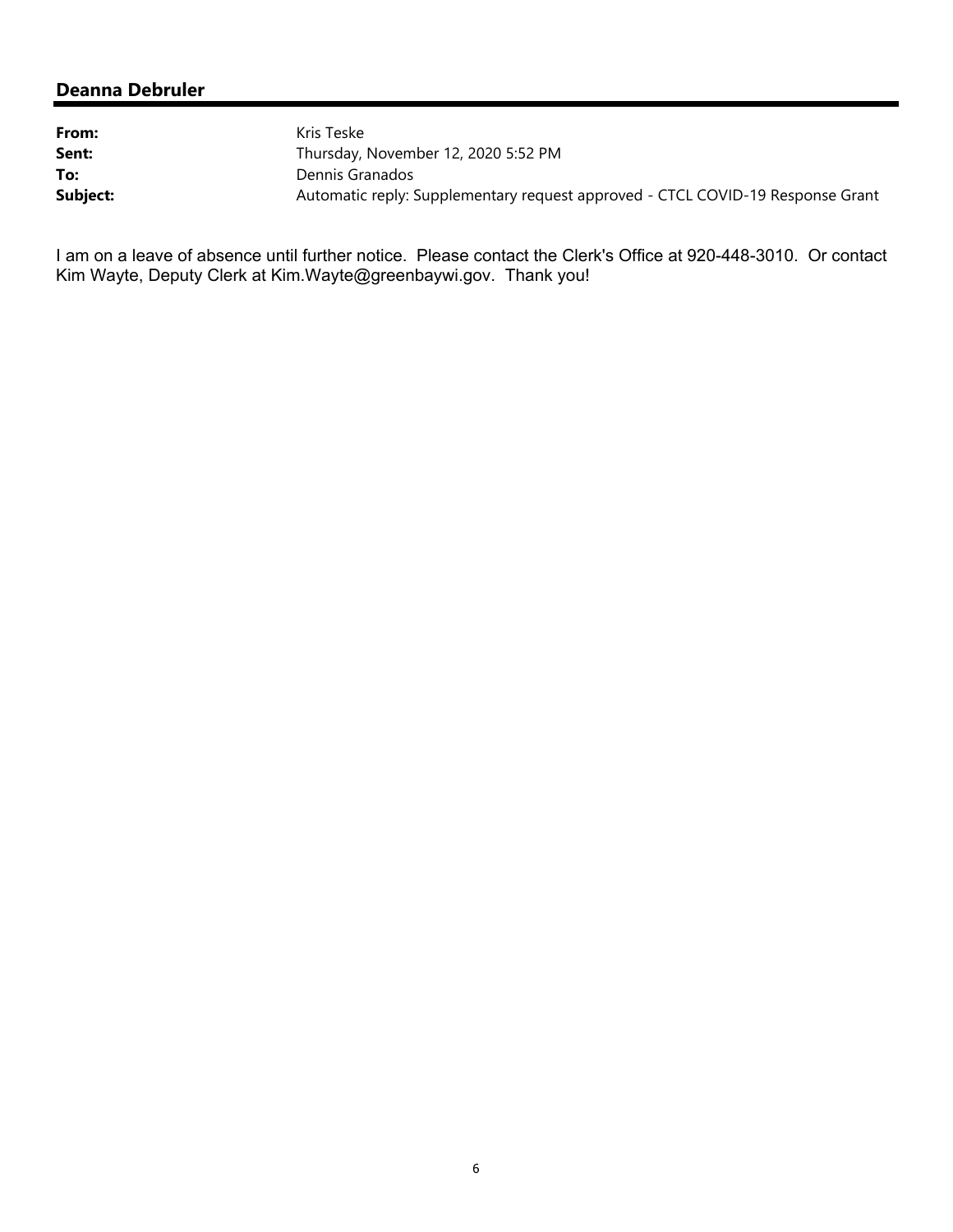## Deanna Debruler

| | |
|---|---|
| **From:** | Kris Teske |
| **Sent:** | Thursday, November 12, 2020 5:52 PM |
| **To:** | Dennis Granados |
| **Subject:** | Automatic reply: Supplementary request approved - CTCL COVID-19 Response Grant |

I am on a leave of absence until further notice. Please contact the Clerk's Office at 920-448-3010. Or contact Kim Wayte, Deputy Clerk at Kim.Wayte@greenbaywi.gov. Thank you!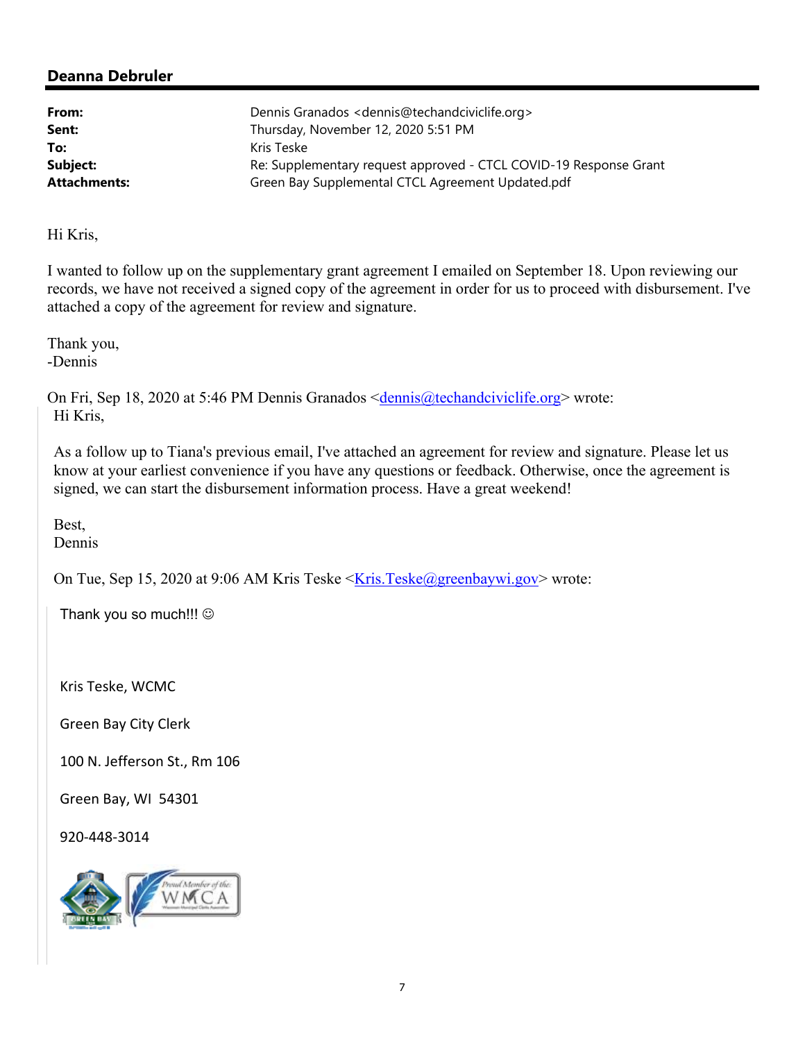## Deanna Debruler

| | |
|---|---|
| **From:** | Dennis Granados <dennis@techandciviclife.org> |
| **Sent:** | Thursday, November 12, 2020 5:51 PM |
| **To:** | Kris Teske |
| **Subject:** | Re: Supplementary request approved - CTCL COVID-19 Response Grant |
| **Attachments:** | Green Bay Supplemental CTCL Agreement Updated.pdf |

Hi Kris,

I wanted to follow up on the supplementary grant agreement I emailed on September 18. Upon reviewing our records, we have not received a signed copy of the agreement in order for us to proceed with disbursement. I've attached a copy of the agreement for review and signature.

Thank you,
-Dennis

On Fri, Sep 18, 2020 at 5:46 PM Dennis Granados <dennis@techandciviclife.org> wrote:

> Hi Kris,
>
> As a follow up to Tiana's previous email, I've attached an agreement for review and signature. Please let us know at your earliest convenience if you have any questions or feedback. Otherwise, once the agreement is signed, we can start the disbursement information process. Have a great weekend!
>
> Best,
> Dennis
>
> On Tue, Sep 15, 2020 at 9:06 AM Kris Teske <Kris.Teske@greenbaywi.gov> wrote:
>
> > Thank you so much!!! ☺
> >
> > Kris Teske, WCMC
> >
> > Green Bay City Clerk
> >
> > 100 N. Jefferson St., Rm 106
> >
> > Green Bay, WI 54301
> >
> > 920-448-3014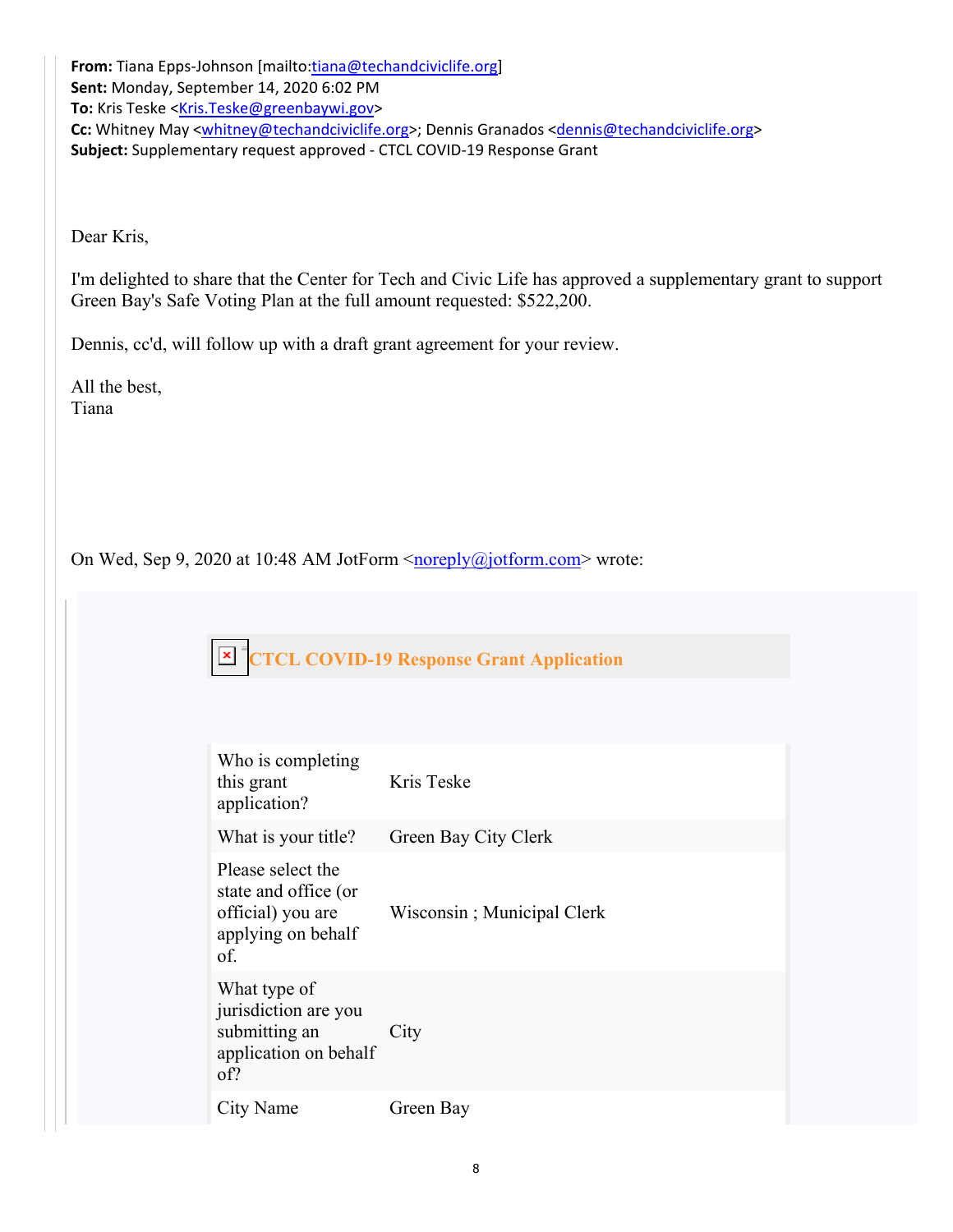**From:** Tiana Epps-Johnson [mailto:tiana@techandciviclife.org]
**Sent:** Monday, September 14, 2020 6:02 PM
**To:** Kris Teske <Kris.Teske@greenbaywi.gov>
**Cc:** Whitney May <whitney@techandciviclife.org>; Dennis Granados <dennis@techandciviclife.org>
**Subject:** Supplementary request approved - CTCL COVID-19 Response Grant

Dear Kris,

I'm delighted to share that the Center for Tech and Civic Life has approved a supplementary grant to support Green Bay's Safe Voting Plan at the full amount requested: $522,200.

Dennis, cc'd, will follow up with a draft grant agreement for your review.

All the best,
Tiana

On Wed, Sep 9, 2020 at 10:48 AM JotForm <noreply@jotform.com> wrote:

**CTCL COVID-19 Response Grant Application**

| | |
|---|---|
| Who is completing this grant application? | Kris Teske |
| What is your title? | Green Bay City Clerk |
| Please select the state and office (or official) you are applying on behalf of. | Wisconsin ; Municipal Clerk |
| What type of jurisdiction are you submitting an application on behalf of? | City |
| City Name | Green Bay |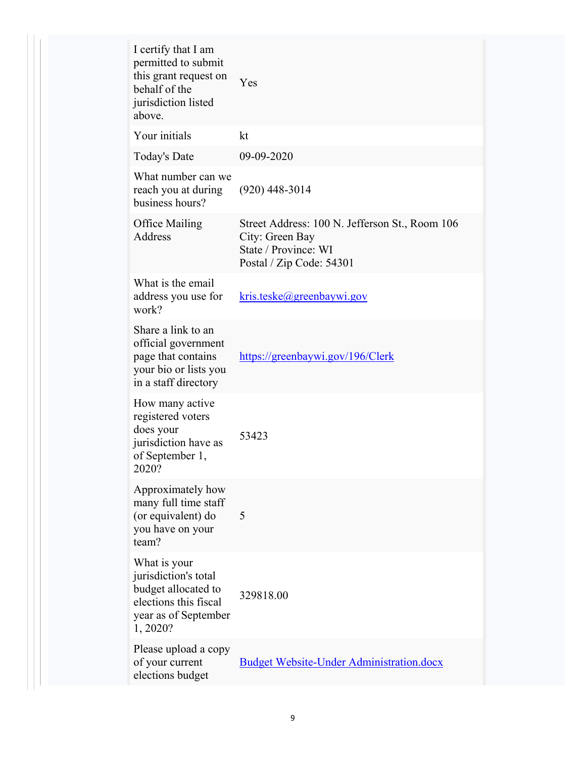| | |
|---|---|
| I certify that I am permitted to submit this grant request on behalf of the jurisdiction listed above. | Yes |
| Your initials | kt |
| Today's Date | 09-09-2020 |
| What number can we reach you at during business hours? | (920) 448-3014 |
| Office Mailing Address | Street Address: 100 N. Jefferson St., Room 106<br>City: Green Bay<br>State / Province: WI<br>Postal / Zip Code: 54301 |
| What is the email address you use for work? | kris.teske@greenbaywi.gov |
| Share a link to an official government page that contains your bio or lists you in a staff directory | https://greenbaywi.gov/196/Clerk |
| How many active registered voters does your jurisdiction have as of September 1, 2020? | 53423 |
| Approximately how many full time staff (or equivalent) do you have on your team? | 5 |
| What is your jurisdiction's total budget allocated to elections this fiscal year as of September 1, 2020? | 329818.00 |
| Please upload a copy of your current elections budget | Budget Website-Under Administration.docx |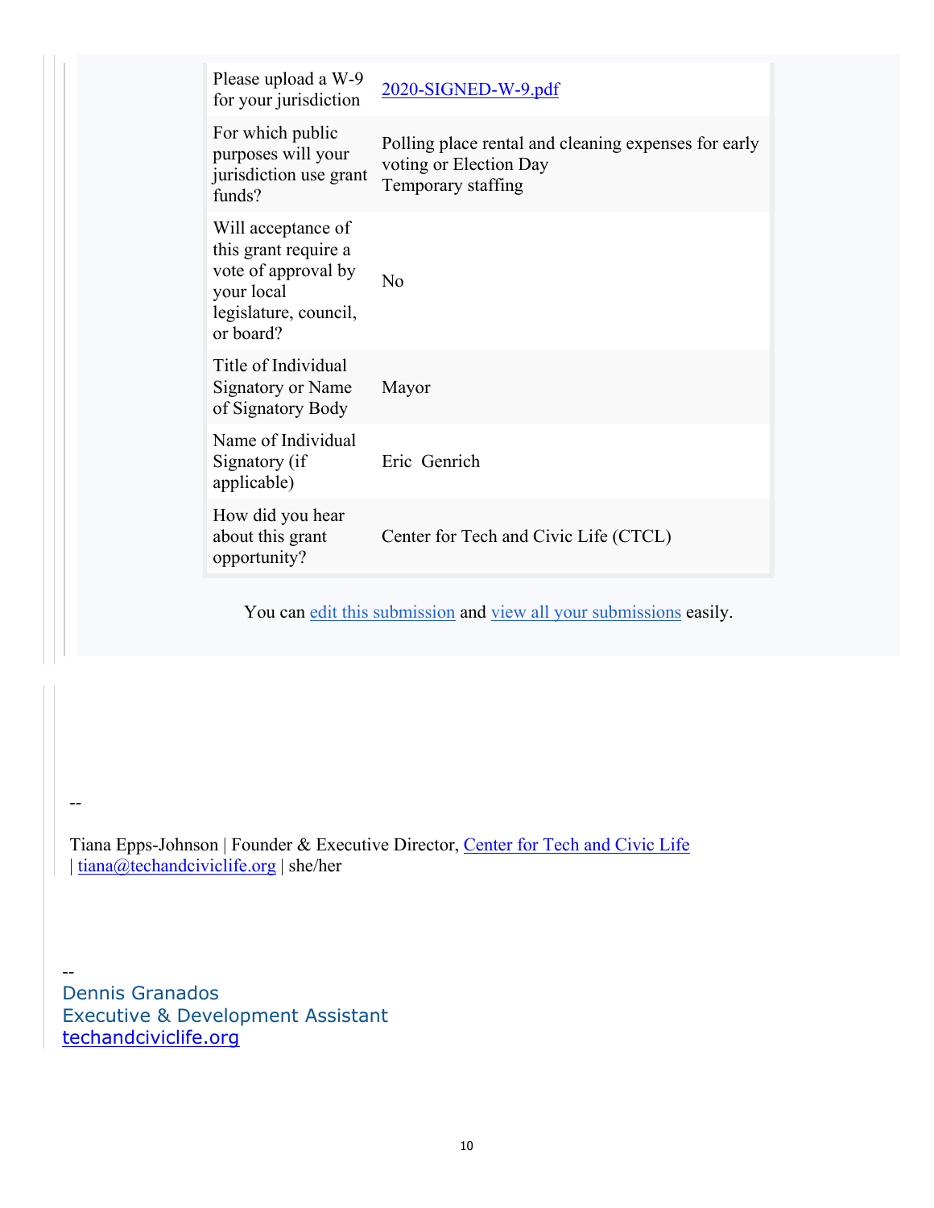| | |
|---|---|
| Please upload a W-9 for your jurisdiction | [2020-SIGNED-W-9.pdf] |
| For which public purposes will your jurisdiction use grant funds? | Polling place rental and cleaning expenses for early voting or Election Day<br>Temporary staffing |
| Will acceptance of this grant require a vote of approval by your local legislature, council, or board? | No |
| Title of Individual Signatory or Name of Signatory Body | Mayor |
| Name of Individual Signatory (if applicable) | Eric Genrich |
| How did you hear about this grant opportunity? | Center for Tech and Civic Life (CTCL) |

You can edit this submission and view all your submissions easily.

--

Tiana Epps-Johnson | Founder & Executive Director, Center for Tech and Civic Life | tiana@techandciviclife.org | she/her

--
Dennis Granados
Executive & Development Assistant
techandciviclife.org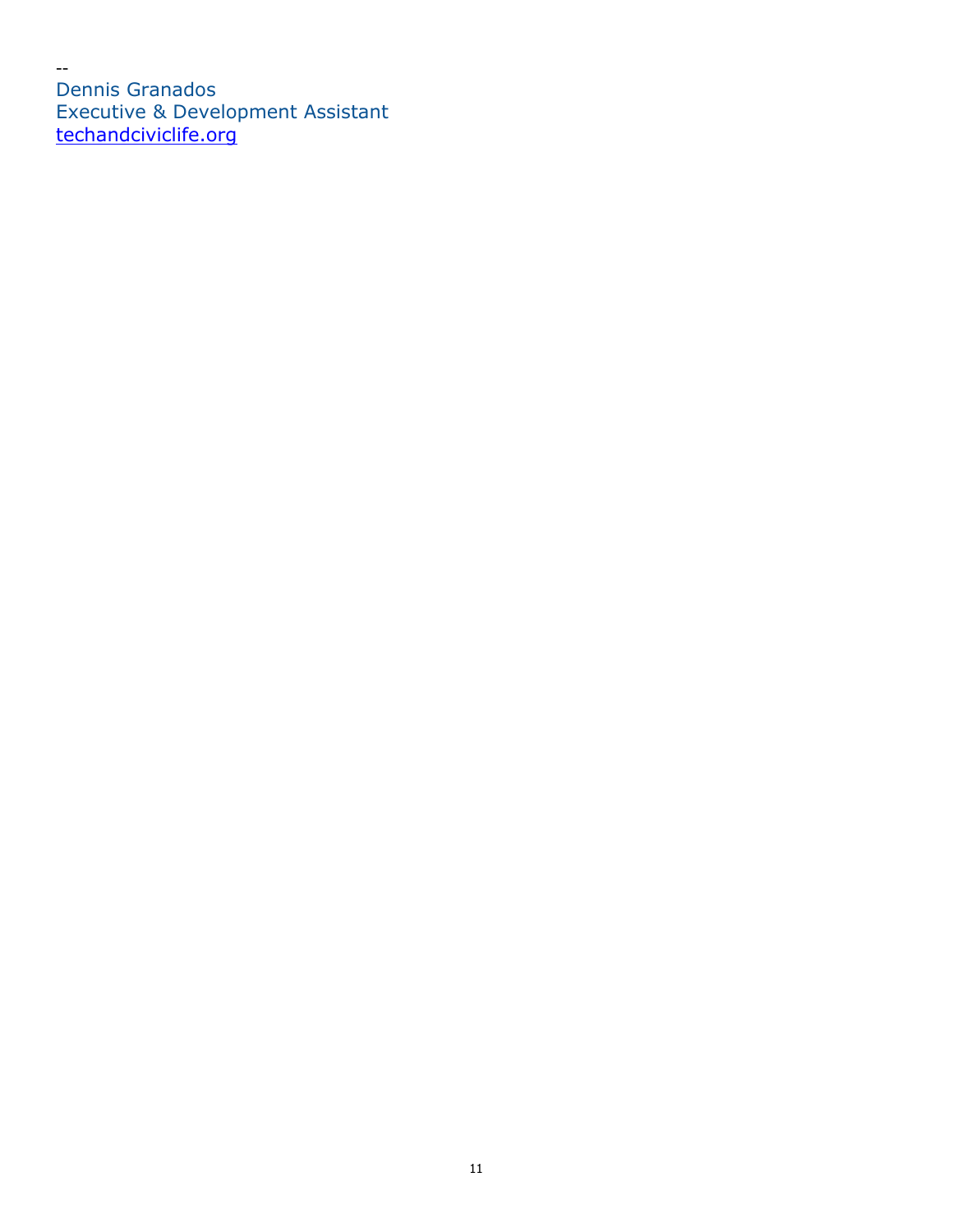--
Dennis Granados
Executive & Development Assistant
[techandciviclife.org](techandciviclife.org)